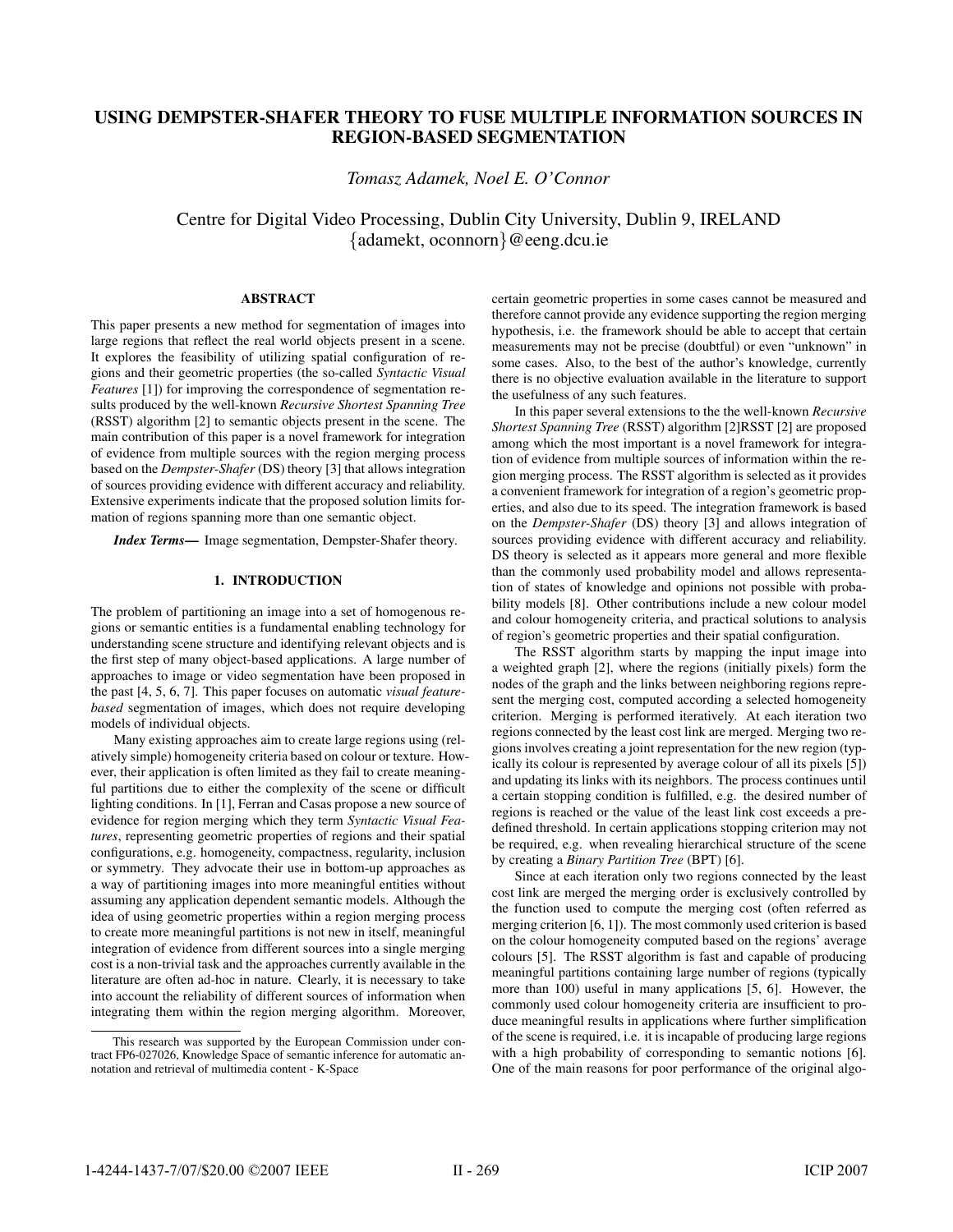# USING DEMPSTER-SHAFER THEORY TO FUSE MULTIPLE INFORMATION SOURCES IN REGION-BASED SEGMENTATION

*Tomasz Adamek, Noel E. O'Connor*

Centre for Digital Video Processing, Dublin City University, Dublin 9, IRELAND
{adamekt, oconnorn}@eeng.dcu.ie

## ABSTRACT

This paper presents a new method for segmentation of images into large regions that reflect the real world objects present in a scene. It explores the feasibility of utilizing spatial configuration of regions and their geometric properties (the so-called *Syntactic Visual Features* [1]) for improving the correspondence of segmentation results produced by the well-known *Recursive Shortest Spanning Tree* (RSST) algorithm [2] to semantic objects present in the scene. The main contribution of this paper is a novel framework for integration of evidence from multiple sources with the region merging process based on the *Dempster-Shafer* (DS) theory [3] that allows integration of sources providing evidence with different accuracy and reliability. Extensive experiments indicate that the proposed solution limits formation of regions spanning more than one semantic object.

***Index Terms*—** Image segmentation, Dempster-Shafer theory.

## 1. INTRODUCTION

The problem of partitioning an image into a set of homogenous regions or semantic entities is a fundamental enabling technology for understanding scene structure and identifying relevant objects and is the first step of many object-based applications. A large number of approaches to image or video segmentation have been proposed in the past [4, 5, 6, 7]. This paper focuses on automatic *visual feature-based* segmentation of images, which does not require developing models of individual objects.

Many existing approaches aim to create large regions using (relatively simple) homogeneity criteria based on colour or texture. However, their application is often limited as they fail to create meaningful partitions due to either the complexity of the scene or difficult lighting conditions. In [1], Ferran and Casas propose a new source of evidence for region merging which they term *Syntactic Visual Features*, representing geometric properties of regions and their spatial configurations, e.g. homogeneity, compactness, regularity, inclusion or symmetry. They advocate their use in bottom-up approaches as a way of partitioning images into more meaningful entities without assuming any application dependent semantic models. Although the idea of using geometric properties within a region merging process to create more meaningful partitions is not new in itself, meaningful integration of evidence from different sources into a single merging cost is a non-trivial task and the approaches currently available in the literature are often ad-hoc in nature. Clearly, it is necessary to take into account the reliability of different sources of information when integrating them within the region merging algorithm. Moreover, certain geometric properties in some cases cannot be measured and therefore cannot provide any evidence supporting the region merging hypothesis, i.e. the framework should be able to accept that certain measurements may not be precise (doubtful) or even "unknown" in some cases. Also, to the best of the author's knowledge, currently there is no objective evaluation available in the literature to support the usefulness of any such features.

In this paper several extensions to the the well-known *Recursive Shortest Spanning Tree* (RSST) algorithm [2]RSST [2] are proposed among which the most important is a novel framework for integration of evidence from multiple sources of information within the region merging process. The RSST algorithm is selected as it provides a convenient framework for integration of a region's geometric properties, and also due to its speed. The integration framework is based on the *Dempster-Shafer* (DS) theory [3] and allows integration of sources providing evidence with different accuracy and reliability. DS theory is selected as it appears more general and more flexible than the commonly used probability model and allows representation of states of knowledge and opinions not possible with probability models [8]. Other contributions include a new colour model and colour homogeneity criteria, and practical solutions to analysis of region's geometric properties and their spatial configuration.

The RSST algorithm starts by mapping the input image into a weighted graph [2], where the regions (initially pixels) form the nodes of the graph and the links between neighboring regions represent the merging cost, computed according a selected homogeneity criterion. Merging is performed iteratively. At each iteration two regions connected by the least cost link are merged. Merging two regions involves creating a joint representation for the new region (typically its colour is represented by average colour of all its pixels [5]) and updating its links with its neighbors. The process continues until a certain stopping condition is fulfilled, e.g. the desired number of regions is reached or the value of the least link cost exceeds a predefined threshold. In certain applications stopping criterion may not be required, e.g. when revealing hierarchical structure of the scene by creating a *Binary Partition Tree* (BPT) [6].

Since at each iteration only two regions connected by the least cost link are merged the merging order is exclusively controlled by the function used to compute the merging cost (often referred as merging criterion [6, 1]). The most commonly used criterion is based on the colour homogeneity computed based on the regions' average colours [5]. The RSST algorithm is fast and capable of producing meaningful partitions containing large number of regions (typically more than 100) useful in many applications [5, 6]. However, the commonly used colour homogeneity criteria are insufficient to produce meaningful results in applications where further simplification of the scene is required, i.e. it is incapable of producing large regions with a high probability of corresponding to semantic notions [6]. One of the main reasons for poor performance of the original algo-

This research was supported by the European Commission under contract FP6-027026, Knowledge Space of semantic inference for automatic annotation and retrieval of multimedia content - K-Space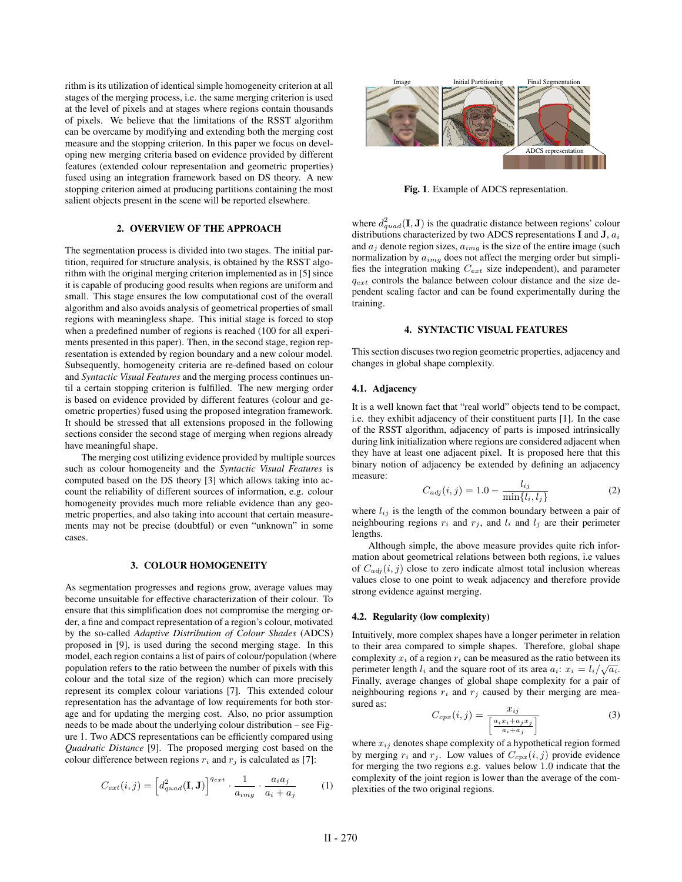rithm is its utilization of identical simple homogeneity criterion at all stages of the merging process, i.e. the same merging criterion is used at the level of pixels and at stages where regions contain thousands of pixels. We believe that the limitations of the RSST algorithm can be overcame by modifying and extending both the merging cost measure and the stopping criterion. In this paper we focus on developing new merging criteria based on evidence provided by different features (extended colour representation and geometric properties) fused using an integration framework based on DS theory. A new stopping criterion aimed at producing partitions containing the most salient objects present in the scene will be reported elsewhere.

## 2. OVERVIEW OF THE APPROACH

The segmentation process is divided into two stages. The initial partition, required for structure analysis, is obtained by the RSST algorithm with the original merging criterion implemented as in [5] since it is capable of producing good results when regions are uniform and small. This stage ensures the low computational cost of the overall algorithm and also avoids analysis of geometrical properties of small regions with meaningless shape. This initial stage is forced to stop when a predefined number of regions is reached (100 for all experiments presented in this paper). Then, in the second stage, region representation is extended by region boundary and a new colour model. Subsequently, homogeneity criteria are re-defined based on colour and *Syntactic Visual Features* and the merging process continues until a certain stopping criterion is fulfilled. The new merging order is based on evidence provided by different features (colour and geometric properties) fused using the proposed integration framework. It should be stressed that all extensions proposed in the following sections consider the second stage of merging when regions already have meaningful shape.

The merging cost utilizing evidence provided by multiple sources such as colour homogeneity and the *Syntactic Visual Features* is computed based on the DS theory [3] which allows taking into account the reliability of different sources of information, e.g. colour homogeneity provides much more reliable evidence than any geometric properties, and also taking into account that certain measurements may not be precise (doubtful) or even "unknown" in some cases.

## 3. COLOUR HOMOGENEITY

As segmentation progresses and regions grow, average values may become unsuitable for effective characterization of their colour. To ensure that this simplification does not compromise the merging order, a fine and compact representation of a region's colour, motivated by the so-called *Adaptive Distribution of Colour Shades* (ADCS) proposed in [9], is used during the second merging stage. In this model, each region contains a list of pairs of colour/population (where population refers to the ratio between the number of pixels with this colour and the total size of the region) which can more precisely represent its complex colour variations [7]. This extended colour representation has the advantage of low requirements for both storage and for updating the merging cost. Also, no prior assumption needs to be made about the underlying colour distribution – see Figure 1. Two ADCS representations can be efficiently compared using *Quadratic Distance* [9]. The proposed merging cost based on the colour difference between regions $r_i$ and $r_j$ is calculated as [7]:

$$C_{ext}(i,j) = \left[d^2_{quad}(\mathbf{I},\mathbf{J})\right]^{q_{ext}} \cdot \frac{1}{a_{img}} \cdot \frac{a_i a_j}{a_i + a_j} \tag{1}$$

Image | Initial Partitioning | Final Segmentation

ADCS representation

**Fig. 1**. Example of ADCS representation.

where $d^2_{quad}(\mathbf{I},\mathbf{J})$ is the quadratic distance between regions' colour distributions characterized by two ADCS representations $\mathbf{I}$ and $\mathbf{J}$, $a_i$ and $a_j$ denote region sizes, $a_{img}$ is the size of the entire image (such normalization by $a_{img}$ does not affect the merging order but simplifies the integration making $C_{ext}$ size independent), and parameter $q_{ext}$ controls the balance between colour distance and the size dependent scaling factor and can be found experimentally during the training.

## 4. SYNTACTIC VISUAL FEATURES

This section discuses two region geometric properties, adjacency and changes in global shape complexity.

### 4.1. Adjacency

It is a well known fact that "real world" objects tend to be compact, i.e. they exhibit adjacency of their constituent parts [1]. In the case of the RSST algorithm, adjacency of parts is imposed intrinsically during link initialization where regions are considered adjacent when they have at least one adjacent pixel. It is proposed here that this binary notion of adjacency be extended by defining an adjacency measure:

$$C_{adj}(i,j) = 1.0 - \frac{l_{ij}}{\min\{l_i, l_j\}} \tag{2}$$

where $l_{ij}$ is the length of the common boundary between a pair of neighbouring regions $r_i$ and $r_j$, and $l_i$ and $l_j$ are their perimeter lengths.

Although simple, the above measure provides quite rich information about geometrical relations between both regions, i.e values of $C_{adj}(i,j)$ close to zero indicate almost total inclusion whereas values close to one point to weak adjacency and therefore provide strong evidence against merging.

### 4.2. Regularity (low complexity)

Intuitively, more complex shapes have a longer perimeter in relation to their area compared to simple shapes. Therefore, global shape complexity $x_i$ of a region $r_i$ can be measured as the ratio between its perimeter length $l_i$ and the square root of its area $a_i$: $x_i = l_i/\sqrt{a_i}$. Finally, average changes of global shape complexity for a pair of neighbouring regions $r_i$ and $r_j$ caused by their merging are measured as:

$$C_{cpx}(i,j) = \frac{x_{ij}}{\left[\frac{a_i x_i + a_j x_j}{a_i + a_j}\right]} \tag{3}$$

where $x_{ij}$ denotes shape complexity of a hypothetical region formed by merging $r_i$ and $r_j$. Low values of $C_{cpx}(i,j)$ provide evidence for merging the two regions e.g. values below $1.0$ indicate that the complexity of the joint region is lower than the average of the complexities of the two original regions.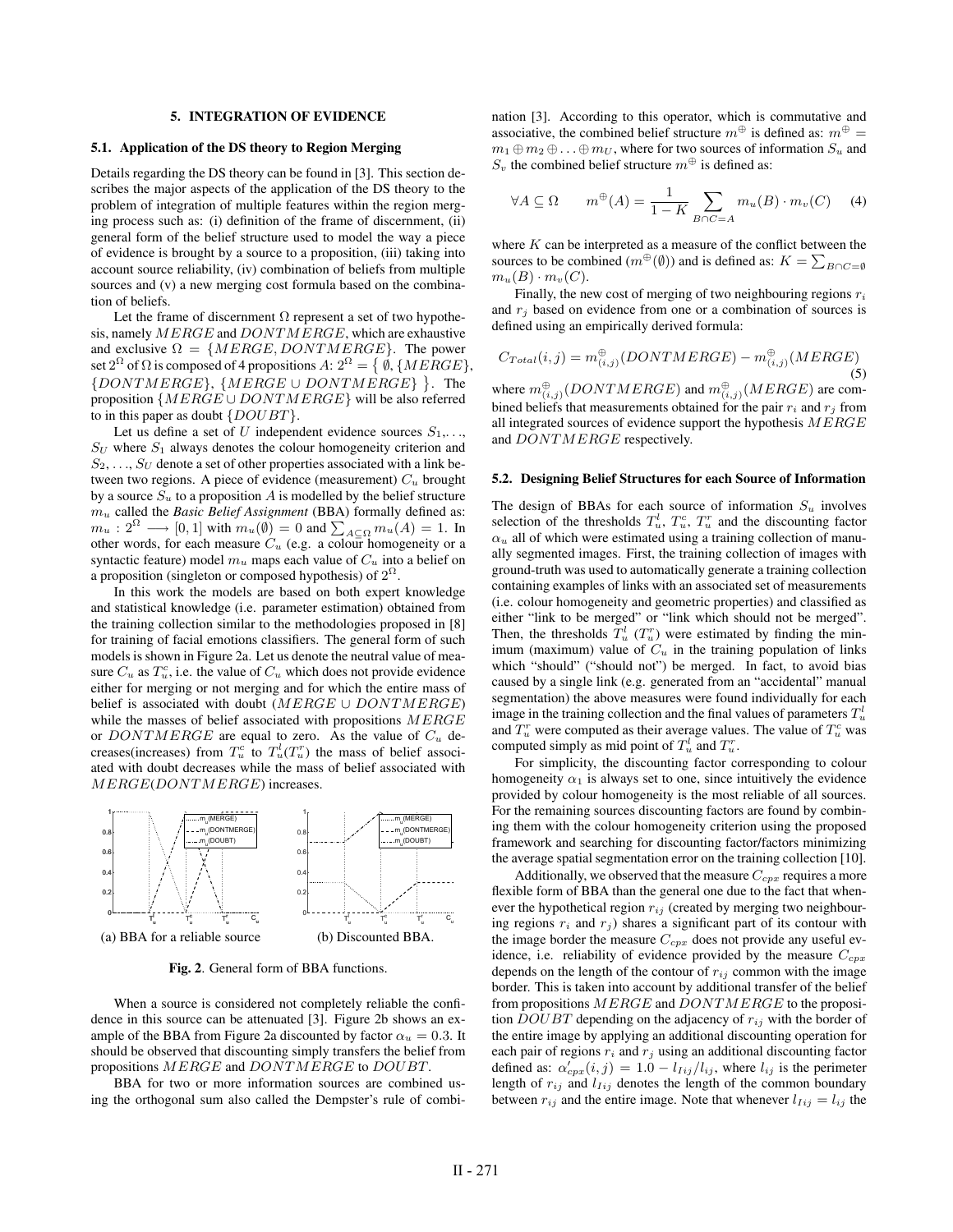## 5. INTEGRATION OF EVIDENCE

### 5.1. Application of the DS theory to Region Merging

Details regarding the DS theory can be found in [3]. This section describes the major aspects of the application of the DS theory to the problem of integration of multiple features within the region merging process such as: (i) definition of the frame of discernment, (ii) general form of the belief structure used to model the way a piece of evidence is brought by a source to a proposition, (iii) taking into account source reliability, (iv) combination of beliefs from multiple sources and (v) a new merging cost formula based on the combination of beliefs.

Let the frame of discernment $\Omega$ represent a set of two hypothesis, namely $MERGE$ and $DONTMERGE$, which are exhaustive and exclusive $\Omega = \{MERGE, DONTMERGE\}$. The power set $2^{\Omega}$ of $\Omega$ is composed of 4 propositions $A$: $2^{\Omega} = \{\emptyset, \{MERGE\}, \{DONTMERGE\}, \{MERGE \cup DONTMERGE\}\}$. The proposition $\{MERGE \cup DONTMERGE\}$ will be also referred to in this paper as doubt $\{DOUBT\}$.

Let us define a set of $U$ independent evidence sources $S_1, \ldots, S_U$ where $S_1$ always denotes the colour homogeneity criterion and $S_2, \ldots, S_U$ denote a set of other properties associated with a link between two regions. A piece of evidence (measurement) $C_u$ brought by a source $S_u$ to a proposition $A$ is modelled by the belief structure $m_u$ called the ***Basic Belief Assignment*** (BBA) formally defined as: $m_u : 2^{\Omega} \longrightarrow [0, 1]$ with $m_u(\emptyset) = 0$ and $\sum_{A \subseteq \Omega} m_u(A) = 1$. In other words, for each measure $C_u$ (e.g. a colour homogeneity or a syntactic feature) model $m_u$ maps each value of $C_u$ into a belief on a proposition (singleton or composed hypothesis) of $2^{\Omega}$.

In this work the models are based on both expert knowledge and statistical knowledge (i.e. parameter estimation) obtained from the training collection similar to the methodologies proposed in [8] for training of facial emotions classifiers. The general form of such models is shown in Figure 2a. Let us denote the neutral value of measure $C_u$ as $T_u^c$, i.e. the value of $C_u$ which does not provide evidence either for merging or not merging and for which the entire mass of belief is associated with doubt ($MERGE \cup DONTMERGE$) while the masses of belief associated with propositions $MERGE$ or $DONTMERGE$ are equal to zero. As the value of $C_u$ decreases(increases) from $T_u^c$ to $T_u^l(T_u^r)$ the mass of belief associated with doubt decreases while the mass of belief associated with $MERGE(DONTMERGE)$ increases.

(a) BBA for a reliable source (b) Discounted BBA.

**Fig. 2**. General form of BBA functions.

When a source is considered not completely reliable the confidence in this source can be attenuated [3]. Figure 2b shows an example of the BBA from Figure 2a discounted by factor $\alpha_u = 0.3$. It should be observed that discounting simply transfers the belief from propositions $MERGE$ and $DONTMERGE$ to $DOUBT$.

BBA for two or more information sources are combined using the orthogonal sum also called the Dempster's rule of combination [3]. According to this operator, which is commutative and associative, the combined belief structure $m^{\oplus}$ is defined as: $m^{\oplus} = m_1 \oplus m_2 \oplus \ldots \oplus m_U$, where for two sources of information $S_u$ and $S_v$ the combined belief structure $m^{\oplus}$ is defined as:

$$\forall A \subseteq \Omega \qquad m^{\oplus}(A) = \frac{1}{1-K} \sum_{B \cap C = A} m_u(B) \cdot m_v(C) \quad (4)$$

where $K$ can be interpreted as a measure of the conflict between the sources to be combined ($m^{\oplus}(\emptyset)$) and is defined as: $K = \sum_{B \cap C = \emptyset} m_u(B) \cdot m_v(C)$.

Finally, the new cost of merging of two neighbouring regions $r_i$ and $r_j$ based on evidence from one or a combination of sources is defined using an empirically derived formula:

$$C_{Total}(i,j) = m^{\oplus}_{(i,j)}(DONTMERGE) - m^{\oplus}_{(i,j)}(MERGE) \quad (5)$$

where $m^{\oplus}_{(i,j)}(DONTMERGE)$ and $m^{\oplus}_{(i,j)}(MERGE)$ are combined beliefs that measurements obtained for the pair $r_i$ and $r_j$ from all integrated sources of evidence support the hypothesis $MERGE$ and $DONTMERGE$ respectively.

### 5.2. Designing Belief Structures for each Source of Information

The design of BBAs for each source of information $S_u$ involves selection of the thresholds $T_u^l$, $T_u^c$, $T_u^r$ and the discounting factor $\alpha_u$ all of which were estimated using a training collection of manually segmented images. First, the training collection of images with ground-truth was used to automatically generate a training collection containing examples of links with an associated set of measurements (i.e. colour homogeneity and geometric properties) and classified as either "link to be merged" or "link which should not be merged". Then, the thresholds $T_u^l$ ($T_u^r$) were estimated by finding the minimum (maximum) value of $C_u$ in the training population of links which "should" ("should not") be merged. In fact, to avoid bias caused by a single link (e.g. generated from an "accidental" manual segmentation) the above measures were found individually for each image in the training collection and the final values of parameters $T_u^l$ and $T_u^r$ were computed as their average values. The value of $T_u^c$ was computed simply as mid point of $T_u^l$ and $T_u^r$.

For simplicity, the discounting factor corresponding to colour homogeneity $\alpha_1$ is always set to one, since intuitively the evidence provided by colour homogeneity is the most reliable of all sources. For the remaining sources discounting factors are found by combining them with the colour homogeneity criterion using the proposed framework and searching for discounting factor/factors minimizing the average spatial segmentation error on the training collection [10].

Additionally, we observed that the measure $C_{cpx}$ requires a more flexible form of BBA than the general one due to the fact that whenever the hypothetical region $r_{ij}$ (created by merging two neighbouring regions $r_i$ and $r_j$) shares a significant part of its contour with the image border the measure $C_{cpx}$ does not provide any useful evidence, i.e. reliability of evidence provided by the measure $C_{cpx}$ depends on the length of the contour of $r_{ij}$ common with the image border. This is taken into account by additional transfer of the belief from propositions $MERGE$ and $DONTMERGE$ to the proposition $DOUBT$ depending on the adjacency of $r_{ij}$ with the border of the entire image by applying an additional discounting operation for each pair of regions $r_i$ and $r_j$ using an additional discounting factor defined as: $\alpha'_{cpx}(i,j) = 1.0 - l_{Iij}/l_{ij}$, where $l_{ij}$ is the perimeter length of $r_{ij}$ and $l_{Iij}$ denotes the length of the common boundary between $r_{ij}$ and the entire image. Note that whenever $l_{Iij} = l_{ij}$ the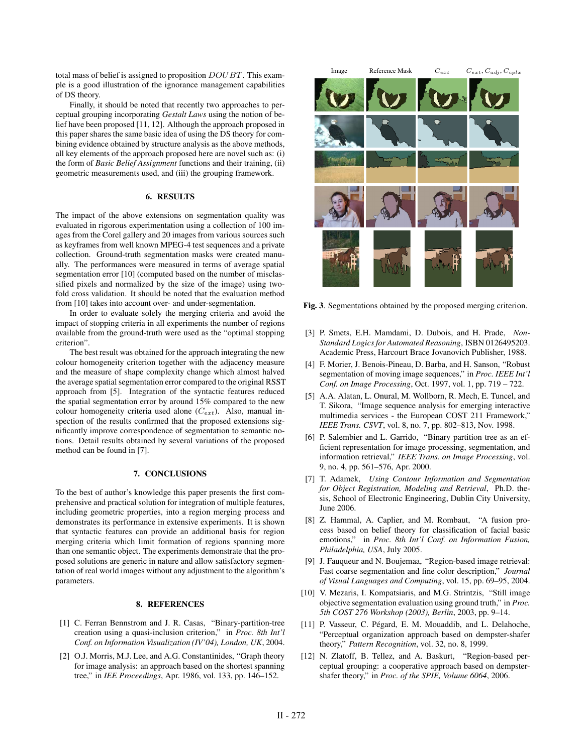total mass of belief is assigned to proposition $DOUBT$. This example is a good illustration of the ignorance management capabilities of DS theory.

Finally, it should be noted that recently two approaches to perceptual grouping incorporating *Gestalt Laws* using the notion of belief have been proposed [11, 12]. Although the approach proposed in this paper shares the same basic idea of using the DS theory for combining evidence obtained by structure analysis as the above methods, all key elements of the approach proposed here are novel such as: (i) the form of *Basic Belief Assignment* functions and their training, (ii) geometric measurements used, and (iii) the grouping framework.

## 6. RESULTS

The impact of the above extensions on segmentation quality was evaluated in rigorous experimentation using a collection of 100 images from the Corel gallery and 20 images from various sources such as keyframes from well known MPEG-4 test sequences and a private collection. Ground-truth segmentation masks were created manually. The performances were measured in terms of average spatial segmentation error [10] (computed based on the number of misclassified pixels and normalized by the size of the image) using two-fold cross validation. It should be noted that the evaluation method from [10] takes into account over- and under-segmentation.

In order to evaluate solely the merging criteria and avoid the impact of stopping criteria in all experiments the number of regions available from the ground-truth were used as the "optimal stopping criterion".

The best result was obtained for the approach integrating the new colour homogeneity criterion together with the adjacency measure and the measure of shape complexity change which almost halved the average spatial segmentation error compared to the original RSST approach from [5]. Integration of the syntactic features reduced the spatial segmentation error by around 15% compared to the new colour homogeneity criteria used alone ($C_{ext}$). Also, manual inspection of the results confirmed that the proposed extensions significantly improve correspondence of segmentation to semantic notions. Detail results obtained by several variations of the proposed method can be found in [7].

## 7. CONCLUSIONS

To the best of author's knowledge this paper presents the first comprehensive and practical solution for integration of multiple features, including geometric properties, into a region merging process and demonstrates its performance in extensive experiments. It is shown that syntactic features can provide an additional basis for region merging criteria which limit formation of regions spanning more than one semantic object. The experiments demonstrate that the proposed solutions are generic in nature and allow satisfactory segmentation of real world images without any adjustment to the algorithm's parameters.

Image | Reference Mask | $C_{ext}$ | $C_{ext}, C_{adj}, C_{cplx}$

**Fig. 3**. Segmentations obtained by the proposed merging criterion.

## 8. REFERENCES

[1] C. Ferran Bennstrom and J. R. Casas, "Binary-partition-tree creation using a quasi-inclusion criterion," in *Proc. 8th Int'l Conf. on Information Visualization (IV'04), London, UK*, 2004.

[2] O.J. Morris, M.J. Lee, and A.G. Constantinides, "Graph theory for image analysis: an approach based on the shortest spanning tree," in *IEE Proceedings*, Apr. 1986, vol. 133, pp. 146–152.

[3] P. Smets, E.H. Mamdami, D. Dubois, and H. Prade, *Non-Standard Logics for Automated Reasoning*, ISBN 0126495203. Academic Press, Harcourt Brace Jovanovich Publisher, 1988.

[4] F. Morier, J. Benois-Pineau, D. Barba, and H. Sanson, "Robust segmentation of moving image sequences," in *Proc. IEEE Int'l Conf. on Image Processing*, Oct. 1997, vol. 1, pp. 719 – 722.

[5] A.A. Alatan, L. Onural, M. Wollborn, R. Mech, E. Tuncel, and T. Sikora, "Image sequence analysis for emerging interactive multimedia services - the European COST 211 Framework," *IEEE Trans. CSVT*, vol. 8, no. 7, pp. 802–813, Nov. 1998.

[6] P. Salembier and L. Garrido, "Binary partition tree as an efficient representation for image processing, segmentation, and information retrieval," *IEEE Trans. on Image Processing*, vol. 9, no. 4, pp. 561–576, Apr. 2000.

[7] T. Adamek, *Using Contour Information and Segmentation for Object Registration, Modeling and Retrieval*, Ph.D. thesis, School of Electronic Engineering, Dublin City University, June 2006.

[8] Z. Hammal, A. Caplier, and M. Rombaut, "A fusion process based on belief theory for classification of facial basic emotions," in *Proc. 8th Int'l Conf. on Information Fusion, Philadelphia, USA*, July 2005.

[9] J. Fauqueur and N. Boujemaa, "Region-based image retrieval: Fast coarse segmentation and fine color description," *Journal of Visual Languages and Computing*, vol. 15, pp. 69–95, 2004.

[10] V. Mezaris, I. Kompatsiaris, and M.G. Strintzis, "Still image objective segmentation evaluation using ground truth," in *Proc. 5th COST 276 Workshop (2003), Berlin*, 2003, pp. 9–14.

[11] P. Vasseur, C. Pégard, E. M. Mouaddib, and L. Delahoche, "Perceptual organization approach based on dempster-shafer theory," *Pattern Recognition*, vol. 32, no. 8, 1999.

[12] N. Zlatoff, B. Tellez, and A. Baskurt, "Region-based perceptual grouping: a cooperative approach based on dempster-shafer theory," in *Proc. of the SPIE, Volume 6064*, 2006.